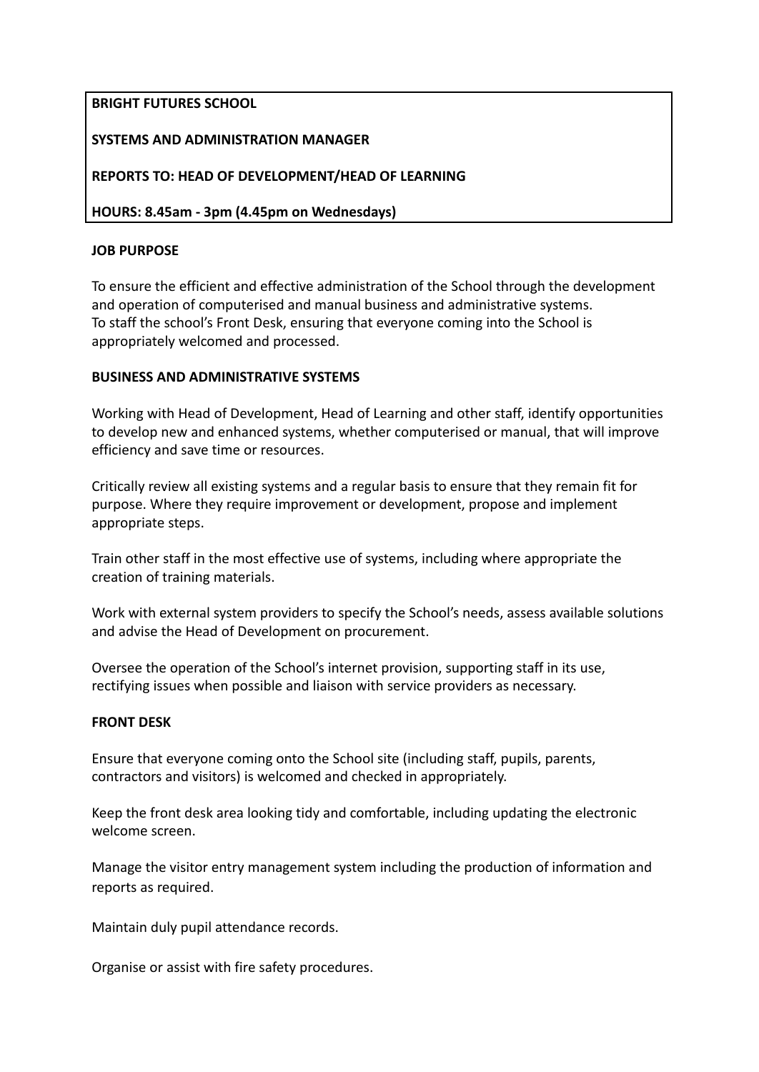**BRIGHT FUTURES SCHOOL**

**SYSTEMS AND ADMINISTRATION MANAGER**

**REPORTS TO: HEAD OF DEVELOPMENT/HEAD OF LEARNING**

**HOURS: 8.45am - 3pm (4.45pm on Wednesdays)**

**JOB PURPOSE**

To ensure the efficient and effective administration of the School through the development and operation of computerised and manual business and administrative systems.
To staff the school's Front Desk, ensuring that everyone coming into the School is appropriately welcomed and processed.

**BUSINESS AND ADMINISTRATIVE SYSTEMS**

Working with Head of Development, Head of Learning and other staff, identify opportunities to develop new and enhanced systems, whether computerised or manual, that will improve efficiency and save time or resources.

Critically review all existing systems and a regular basis to ensure that they remain fit for purpose. Where they require improvement or development, propose and implement appropriate steps.

Train other staff in the most effective use of systems, including where appropriate the creation of training materials.

Work with external system providers to specify the School's needs, assess available solutions and advise the Head of Development on procurement.

Oversee the operation of the School's internet provision, supporting staff in its use, rectifying issues when possible and liaison with service providers as necessary.

**FRONT DESK**

Ensure that everyone coming onto the School site (including staff, pupils, parents, contractors and visitors) is welcomed and checked in appropriately.

Keep the front desk area looking tidy and comfortable, including updating the electronic welcome screen.

Manage the visitor entry management system including the production of information and reports as required.

Maintain duly pupil attendance records.

Organise or assist with fire safety procedures.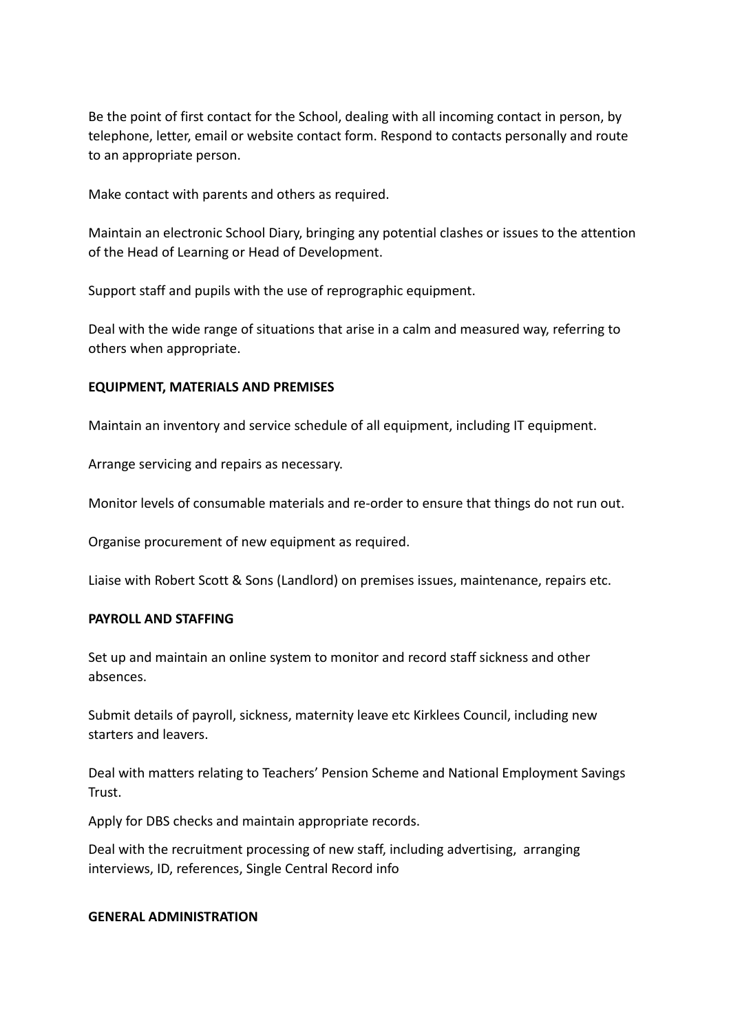Be the point of first contact for the School, dealing with all incoming contact in person, by telephone, letter, email or website contact form. Respond to contacts personally and route to an appropriate person.

Make contact with parents and others as required.

Maintain an electronic School Diary, bringing any potential clashes or issues to the attention of the Head of Learning or Head of Development.

Support staff and pupils with the use of reprographic equipment.

Deal with the wide range of situations that arise in a calm and measured way, referring to others when appropriate.

**EQUIPMENT, MATERIALS AND PREMISES**

Maintain an inventory and service schedule of all equipment, including IT equipment.

Arrange servicing and repairs as necessary.

Monitor levels of consumable materials and re-order to ensure that things do not run out.

Organise procurement of new equipment as required.

Liaise with Robert Scott & Sons (Landlord) on premises issues, maintenance, repairs etc.

**PAYROLL AND STAFFING**

Set up and maintain an online system to monitor and record staff sickness and other absences.

Submit details of payroll, sickness, maternity leave etc Kirklees Council, including new starters and leavers.

Deal with matters relating to Teachers' Pension Scheme and National Employment Savings Trust.

Apply for DBS checks and maintain appropriate records.

Deal with the recruitment processing of new staff, including advertising, arranging interviews, ID, references, Single Central Record info

**GENERAL ADMINISTRATION**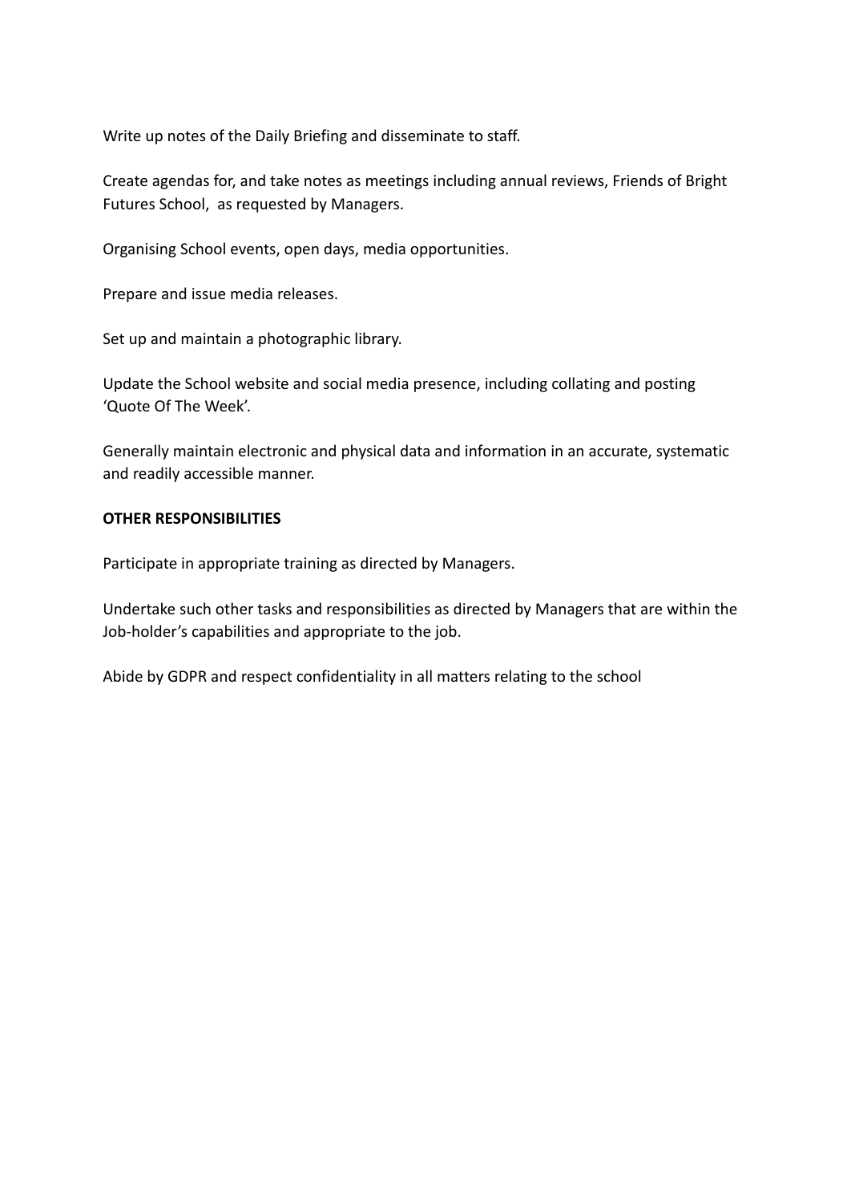Write up notes of the Daily Briefing and disseminate to staff.

Create agendas for, and take notes as meetings including annual reviews, Friends of Bright Futures School, as requested by Managers.

Organising School events, open days, media opportunities.

Prepare and issue media releases.

Set up and maintain a photographic library.

Update the School website and social media presence, including collating and posting 'Quote Of The Week'.

Generally maintain electronic and physical data and information in an accurate, systematic and readily accessible manner.

**OTHER RESPONSIBILITIES**

Participate in appropriate training as directed by Managers.

Undertake such other tasks and responsibilities as directed by Managers that are within the Job-holder's capabilities and appropriate to the job.

Abide by GDPR and respect confidentiality in all matters relating to the school